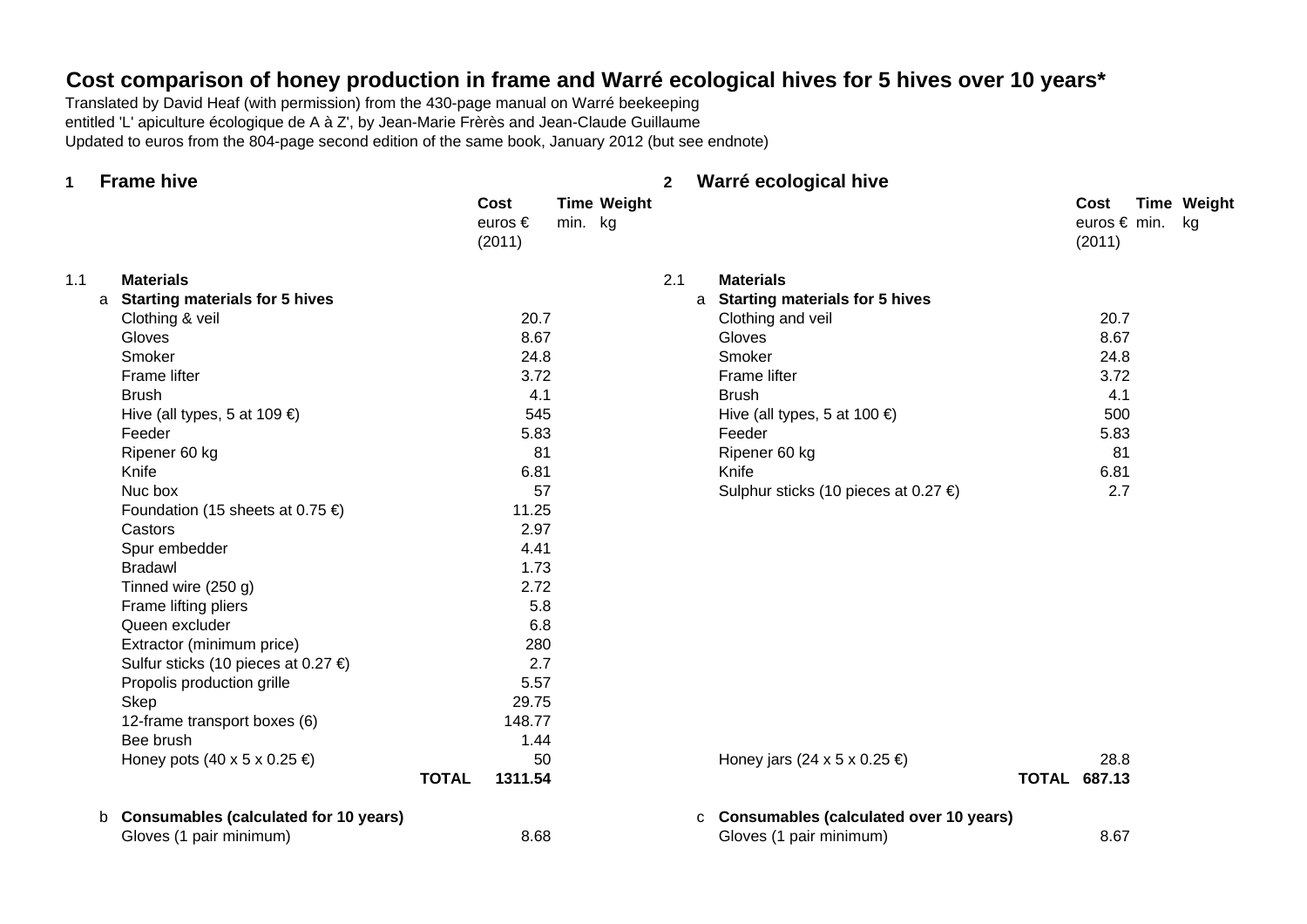# Cost comparison of honey production in frame and Warré ecological hives for 5 hives over 10 years*

Translated by David Heaf (with permission) from the 430-page manual on Warré beekeeping entitled 'L' apiculture écologique de A à Z', by Jean-Marie Frèrès and Jean-Claude Guillaume
Updated to euros from the 804-page second edition of the same book, January 2012 (but see endnote)

## 1 Frame hive

| | | | Cost euros € (2011) | Time min. | Weight kg |
|---|---|---|---|---|---|
| 1.1 | | **Materials** | | | |
| | a | **Starting materials for 5 hives** | | | |
| | | Clothing & veil | 20.7 | | |
| | | Gloves | 8.67 | | |
| | | Smoker | 24.8 | | |
| | | Frame lifter | 3.72 | | |
| | | Brush | 4.1 | | |
| | | Hive (all types, 5 at 109 €) | 545 | | |
| | | Feeder | 5.83 | | |
| | | Ripener 60 kg | 81 | | |
| | | Knife | 6.81 | | |
| | | Nuc box | 57 | | |
| | | Foundation (15 sheets at 0.75 €) | 11.25 | | |
| | | Castors | 2.97 | | |
| | | Spur embedder | 4.41 | | |
| | | Bradawl | 1.73 | | |
| | | Tinned wire (250 g) | 2.72 | | |
| | | Frame lifting pliers | 5.8 | | |
| | | Queen excluder | 6.8 | | |
| | | Extractor (minimum price) | 280 | | |
| | | Sulfur sticks (10 pieces at 0.27 €) | 2.7 | | |
| | | Propolis production grille | 5.57 | | |
| | | Skep | 29.75 | | |
| | | 12-frame transport boxes (6) | 148.77 | | |
| | | Bee brush | 1.44 | | |
| | | Honey pots (40 x 5 x 0.25 €) | 50 | | |
| | | **TOTAL** | **1311.54** | | |
| | b | **Consumables (calculated for 10 years)** | | | |
| | | Gloves (1 pair minimum) | 8.68 | | |

## 2 Warré ecological hive

| | | | Cost euros € (2011) | Time min. | Weight kg |
|---|---|---|---|---|---|
| 2.1 | | **Materials** | | | |
| | a | **Starting materials for 5 hives** | | | |
| | | Clothing and veil | 20.7 | | |
| | | Gloves | 8.67 | | |
| | | Smoker | 24.8 | | |
| | | Frame lifter | 3.72 | | |
| | | Brush | 4.1 | | |
| | | Hive (all types, 5 at 100 €) | 500 | | |
| | | Feeder | 5.83 | | |
| | | Ripener 60 kg | 81 | | |
| | | Knife | 6.81 | | |
| | | Sulphur sticks (10 pieces at 0.27 €) | 2.7 | | |
| | | Honey jars (24 x 5 x 0.25 €) | 28.8 | | |
| | | **TOTAL** | **687.13** | | |
| | c | **Consumables (calculated over 10 years)** | | | |
| | | Gloves (1 pair minimum) | 8.67 | | |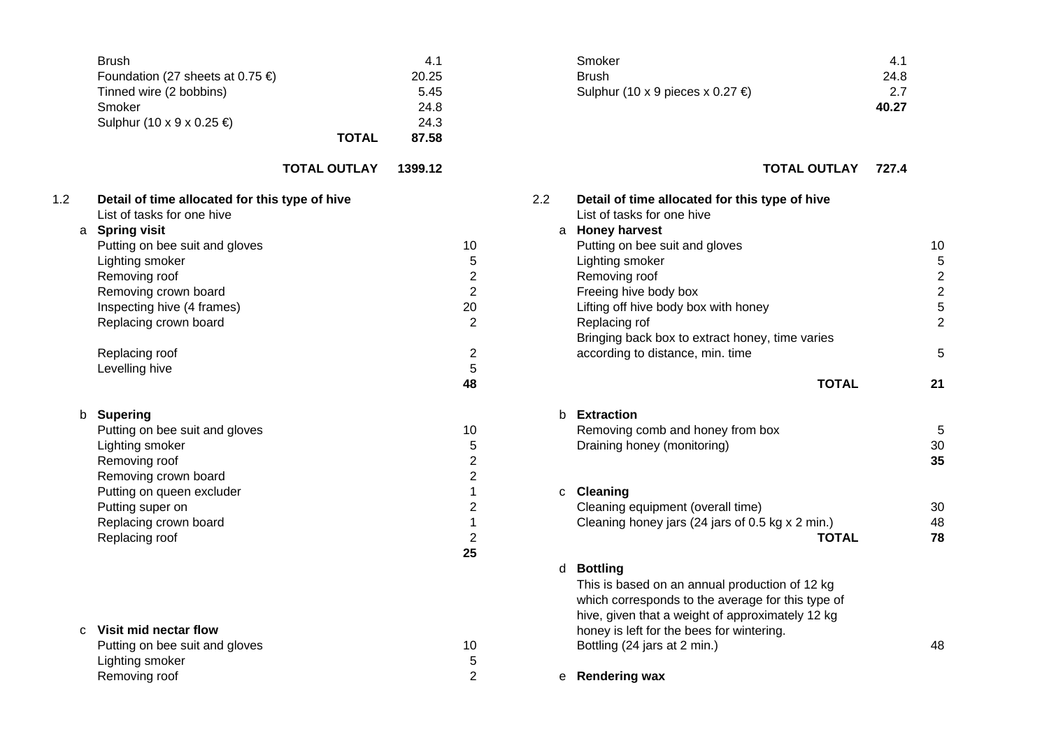| Item | Cost |
|---|---|
| Brush | 4.1 |
| Foundation (27 sheets at 0.75 €) | 20.25 |
| Tinned wire (2 bobbins) | 5.45 |
| Smoker | 24.8 |
| Sulphur (10 x 9 x 0.25 €) | 24.3 |
| **TOTAL** | **87.58** |
| **TOTAL OUTLAY** | **1399.12** |

### 1.2 Detail of time allocated for this type of hive

List of tasks for one hive

| Task | Time |
|---|---|
| **a Spring visit** | |
| Putting on bee suit and gloves | 10 |
| Lighting smoker | 5 |
| Removing roof | 2 |
| Removing crown board | 2 |
| Inspecting hive (4 frames) | 20 |
| Replacing crown board | 2 |
| Replacing roof | 2 |
| Levelling hive | 5 |
| | **48** |
| **b Supering** | |
| Putting on bee suit and gloves | 10 |
| Lighting smoker | 5 |
| Removing roof | 2 |
| Removing crown board | 2 |
| Putting on queen excluder | 1 |
| Putting super on | 2 |
| Replacing crown board | 1 |
| Replacing roof | 2 |
| | **25** |
| **c Visit mid nectar flow** | |
| Putting on bee suit and gloves | 10 |
| Lighting smoker | 5 |
| Removing roof | 2 |

| Item | Cost |
|---|---|
| Smoker | 4.1 |
| Brush | 24.8 |
| Sulphur (10 x 9 pieces x 0.27 €) | 2.7 |
| | **40.27** |
| **TOTAL OUTLAY** | **727.4** |

### 2.2 Detail of time allocated for this type of hive

List of tasks for one hive

| Task | Time |
|---|---|
| **a Honey harvest** | |
| Putting on bee suit and gloves | 10 |
| Lighting smoker | 5 |
| Removing roof | 2 |
| Freeing hive body box | 2 |
| Lifting off hive body box with honey | 5 |
| Replacing rof | 2 |
| Bringing back box to extract honey, time varies according to distance, min. time | 5 |
| **TOTAL** | **21** |
| **b Extraction** | |
| Removing comb and honey from box | 5 |
| Draining honey (monitoring) | 30 |
| | **35** |
| **c Cleaning** | |
| Cleaning equipment (overall time) | 30 |
| Cleaning honey jars (24 jars of 0.5 kg x 2 min.) | 48 |
| **TOTAL** | **78** |
| **d Bottling** | |
| This is based on an annual production of 12 kg which corresponds to the average for this type of hive, given that a weight of approximately 12 kg honey is left for the bees for wintering. | |
| Bottling (24 jars at 2 min.) | 48 |
| **e Rendering wax** | |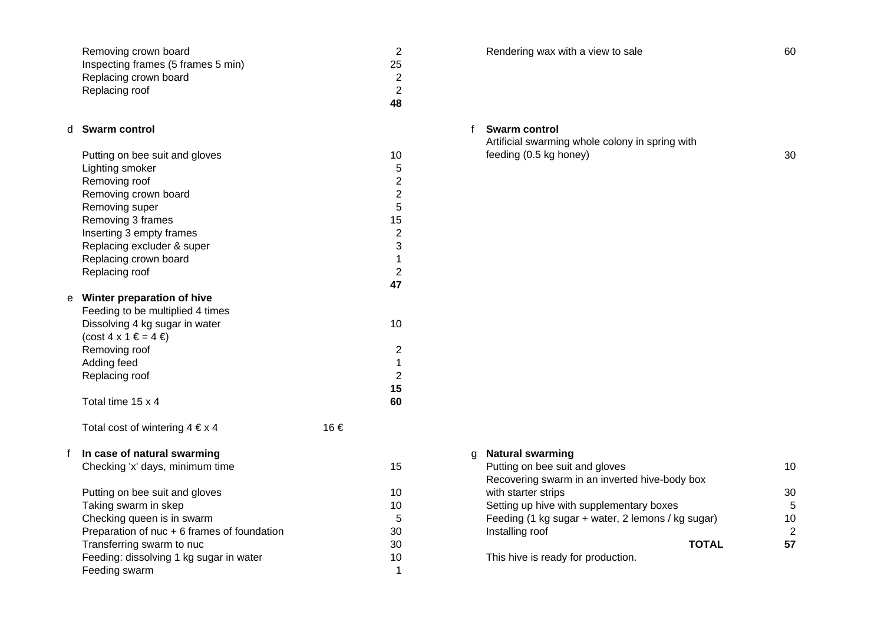| | | | |
|---|---|---|---|
| | Removing crown board | | 2 |
| | Inspecting frames (5 frames 5 min) | | 25 |
| | Replacing crown board | | 2 |
| | Replacing roof | | 2 |
| | | | **48** |
| d | **Swarm control** | | |
| | Putting on bee suit and gloves | | 10 |
| | Lighting smoker | | 5 |
| | Removing roof | | 2 |
| | Removing crown board | | 2 |
| | Removing super | | 5 |
| | Removing 3 frames | | 15 |
| | Inserting 3 empty frames | | 2 |
| | Replacing excluder & super | | 3 |
| | Replacing crown board | | 1 |
| | Replacing roof | | 2 |
| | | | **47** |
| e | **Winter preparation of hive** | | |
| | Feeding to be multiplied 4 times | | |
| | Dissolving 4 kg sugar in water | | 10 |
| | (cost 4 x 1 € = 4 €) | | |
| | Removing roof | | 2 |
| | Adding feed | | 1 |
| | Replacing roof | | 2 |
| | | | **15** |
| | Total time 15 x 4 | | **60** |
| | Total cost of wintering 4 € x 4 | 16 € | |
| f | **In case of natural swarming** | | |
| | Checking 'x' days, minimum time | | 15 |
| | Putting on bee suit and gloves | | 10 |
| | Taking swarm in skep | | 10 |
| | Checking queen is in swarm | | 5 |
| | Preparation of nuc + 6 frames of foundation | | 30 |
| | Transferring swarm to nuc | | 30 |
| | Feeding: dissolving 1 kg sugar in water | | 10 |
| | Feeding swarm | | 1 |

| | | |
|---|---|---|
| | Rendering wax with a view to sale | 60 |
| f | **Swarm control** | |
| | Artificial swarming whole colony in spring with feeding (0.5 kg honey) | 30 |
| g | **Natural swarming** | |
| | Putting on bee suit and gloves | 10 |
| | Recovering swarm in an inverted hive-body box with starter strips | 30 |
| | Setting up hive with supplementary boxes | 5 |
| | Feeding (1 kg sugar + water, 2 lemons / kg sugar) | 10 |
| | Installing roof | 2 |
| | **TOTAL** | **57** |
| | This hive is ready for production. | |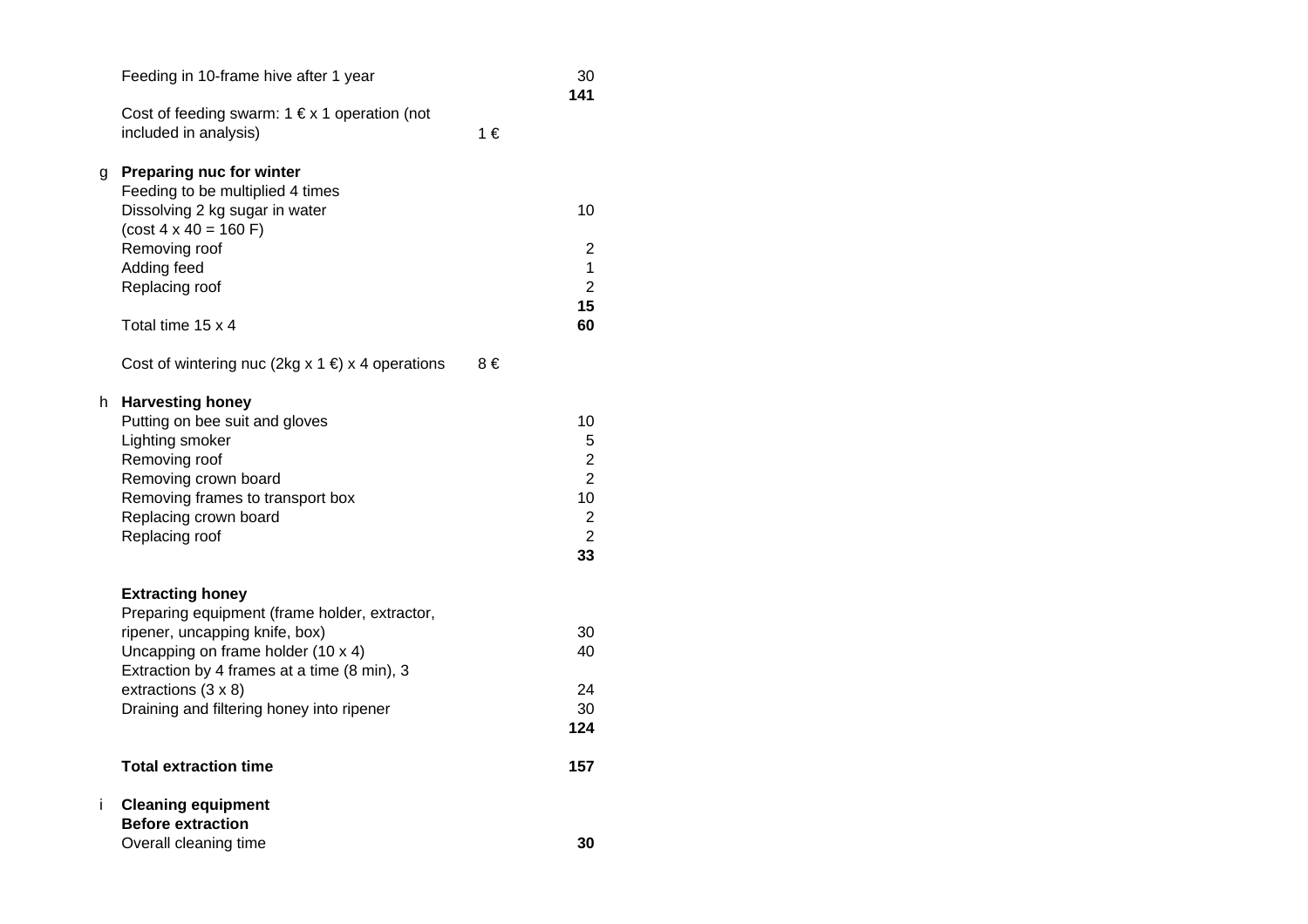| | | | |
|---|---|---|---|
| | Feeding in 10-frame hive after 1 year | | 30 |
| | | | **141** |
| | Cost of feeding swarm: 1 € x 1 operation (not included in analysis) | 1 € | |
| | | | |
| g | **Preparing nuc for winter** | | |
| | Feeding to be multiplied 4 times | | |
| | Dissolving 2 kg sugar in water (cost 4 x 40 = 160 F) | | 10 |
| | Removing roof | | 2 |
| | Adding feed | | 1 |
| | Replacing roof | | 2 |
| | | | **15** |
| | Total time 15 x 4 | | **60** |
| | | | |
| | Cost of wintering nuc (2kg x 1 €) x 4 operations | 8 € | |
| | | | |
| h | **Harvesting honey** | | |
| | Putting on bee suit and gloves | | 10 |
| | Lighting smoker | | 5 |
| | Removing roof | | 2 |
| | Removing crown board | | 2 |
| | Removing frames to transport box | | 10 |
| | Replacing crown board | | 2 |
| | Replacing roof | | 2 |
| | | | **33** |
| | | | |
| | **Extracting honey** | | |
| | Preparing equipment (frame holder, extractor, ripener, uncapping knife, box) | | 30 |
| | Uncapping on frame holder (10 x 4) | | 40 |
| | Extraction by 4 frames at a time (8 min), 3 extractions (3 x 8) | | 24 |
| | Draining and filtering honey into ripener | | 30 |
| | | | **124** |
| | | | |
| | **Total extraction time** | | **157** |
| | | | |
| i | **Cleaning equipment** | | |
| | **Before extraction** | | |
| | Overall cleaning time | | **30** |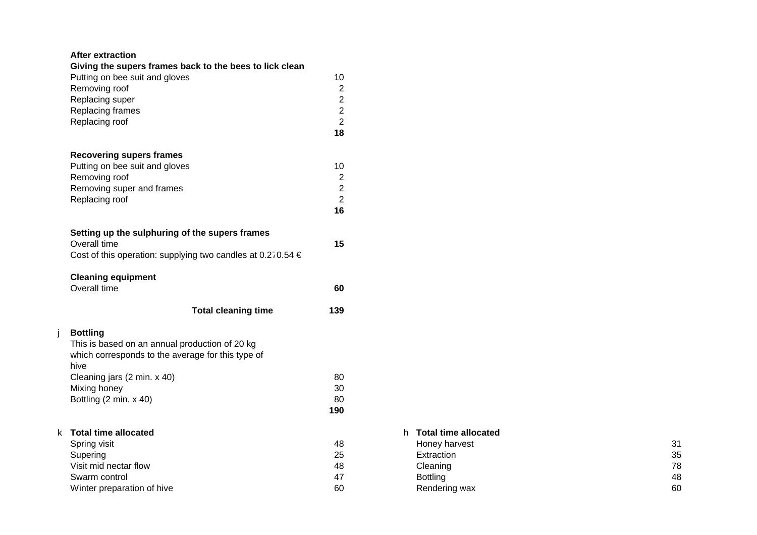**After extraction**

**Giving the supers frames back to the bees to lick clean**

| | |
|---|---|
| Putting on bee suit and gloves | 10 |
| Removing roof | 2 |
| Replacing super | 2 |
| Replacing frames | 2 |
| Replacing roof | 2 |
| | **18** |

**Recovering supers frames**

| | |
|---|---|
| Putting on bee suit and gloves | 10 |
| Removing roof | 2 |
| Removing super and frames | 2 |
| Replacing roof | 2 |
| | **16** |

**Setting up the sulphuring of the supers frames**

| | |
|---|---|
| Overall time | **15** |
| Cost of this operation: supplying two candles at 0.27 0.54 € | |

**Cleaning equipment**

| | |
|---|---|
| Overall time | **60** |
| **Total cleaning time** | **139** |

j **Bottling**

This is based on an annual production of 20 kg which corresponds to the average for this type of hive

| | |
|---|---|
| Cleaning jars (2 min. x 40) | 80 |
| Mixing honey | 30 |
| Bottling (2 min. x 40) | 80 |
| | **190** |

k **Total time allocated**

| | |
|---|---|
| Spring visit | 48 |
| Supering | 25 |
| Visit mid nectar flow | 48 |
| Swarm control | 47 |
| Winter preparation of hive | 60 |

h **Total time allocated**

| | |
|---|---|
| Honey harvest | 31 |
| Extraction | 35 |
| Cleaning | 78 |
| Bottling | 48 |
| Rendering wax | 60 |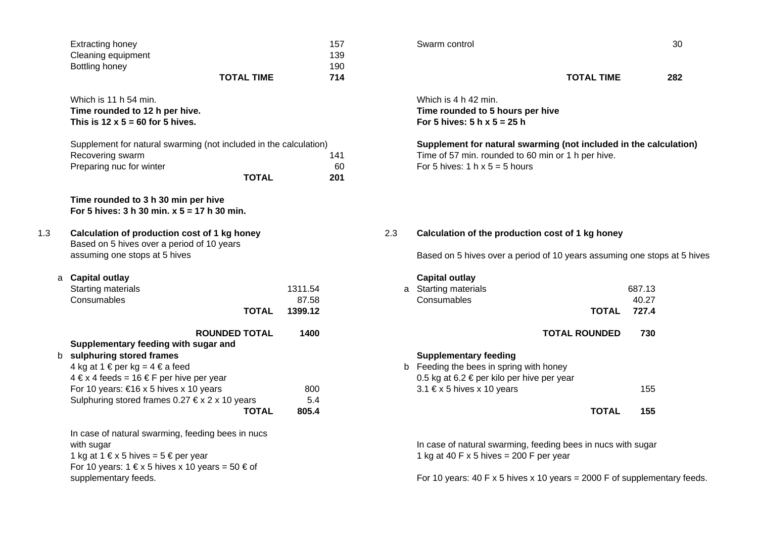| | |
|---|---|
| Extracting honey | 157 |
| Cleaning equipment | 139 |
| Bottling honey | 190 |
| **TOTAL TIME** | **714** |

Which is 11 h 54 min.
**Time rounded to 12 h per hive.**
**This is 12 x 5 = 60 for 5 hives.**

| Supplement for natural swarming (not included in the calculation) | |
|---|---|
| Recovering swarm | 141 |
| Preparing nuc for winter | 60 |
| **TOTAL** | **201** |

**Time rounded to 3 h 30 min per hive**
**For 5 hives: 3 h 30 min. x 5 = 17 h 30 min.**

## 1.3 Calculation of production cost of 1 kg honey

Based on 5 hives over a period of 10 years assuming one stops at 5 hives

**a Capital outlay**

| | |
|---|---|
| Starting materials | 1311.54 |
| Consumables | 87.58 |
| **TOTAL** | **1399.12** |
| **ROUNDED TOTAL** | **1400** |

**b Supplementary feeding with sugar and sulphuring stored frames**

| | |
|---|---|
| 4 kg at 1 € per kg = 4 € a feed | |
| 4 € x 4 feeds = 16 € F per hive per year | |
| For 10 years: €16 x 5 hives x 10 years | 800 |
| Sulphuring stored frames 0.27 € x 2 x 10 years | 5.4 |
| **TOTAL** | **805.4** |

In case of natural swarming, feeding bees in nucs with sugar
1 kg at 1 € x 5 hives = 5 € per year
For 10 years: 1 € x 5 hives x 10 years = 50 € of supplementary feeds.

| | |
|---|---|
| Swarm control | 30 |
| **TOTAL TIME** | **282** |

Which is 4 h 42 min.
**Time rounded to 5 hours per hive**
**For 5 hives: 5 h x 5 = 25 h**

**Supplement for natural swarming (not included in the calculation)**
Time of 57 min. rounded to 60 min or 1 h per hive.
For 5 hives: 1 h x 5 = 5 hours

## 2.3 Calculation of the production cost of 1 kg honey

Based on 5 hives over a period of 10 years assuming one stops at 5 hives

**Capital outlay**

| | |
|---|---|
| a Starting materials | 687.13 |
| Consumables | 40.27 |
| **TOTAL** | **727.4** |
| **TOTAL ROUNDED** | **730** |

**Supplementary feeding**

| | |
|---|---|
| b Feeding the bees in spring with honey | |
| 0.5 kg at 6.2 € per kilo per hive per year | |
| 3.1 € x 5 hives x 10 years | 155 |
| **TOTAL** | **155** |

In case of natural swarming, feeding bees in nucs with sugar
1 kg at 40 F x 5 hives = 200 F per year

For 10 years: 40 F x 5 hives x 10 years = 2000 F of supplementary feeds.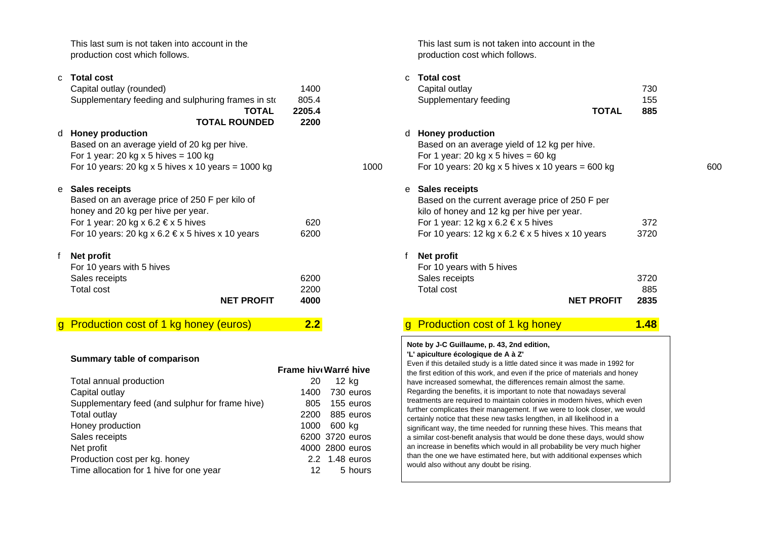This last sum is not taken into account in the production cost which follows.

c **Total cost**

| | | |
|---|---|---|
| Capital outlay (rounded) | 1400 | |
| Supplementary feeding and sulphuring frames in st | 805.4 | |
| **TOTAL** | **2205.4** | |
| **TOTAL ROUNDED** | **2200** | |

d **Honey production**

Based on an average yield of 20 kg per hive.
For 1 year: 20 kg x 5 hives = 100 kg
For 10 years: 20 kg x 5 hives x 10 years = 1000 kg — 1000

e **Sales receipts**

Based on an average price of 250 F per kilo of honey and 20 kg per hive per year.

| | |
|---|---|
| For 1 year: 20 kg x 6.2 € x 5 hives | 620 |
| For 10 years: 20 kg x 6.2 € x 5 hives x 10 years | 6200 |

f **Net profit**

For 10 years with 5 hives

| | |
|---|---|
| Sales receipts | 6200 |
| Total cost | 2200 |
| **NET PROFIT** | **4000** |

g Production cost of 1 kg honey (euros) — **2.2**

**Summary table of comparison**

| | Frame hiv | Warré hive | |
|---|---|---|---|
| Total annual production | 20 | 12 | kg |
| Capital outlay | 1400 | 730 | euros |
| Supplementary feed (and sulphur for frame hive) | 805 | 155 | euros |
| Total outlay | 2200 | 885 | euros |
| Honey production | 1000 | 600 | kg |
| Sales receipts | 6200 | 3720 | euros |
| Net profit | 4000 | 2800 | euros |
| Production cost per kg. honey | 2.2 | 1.48 | euros |
| Time allocation for 1 hive for one year | 12 | 5 | hours |

This last sum is not taken into account in the production cost which follows.

c **Total cost**

| | |
|---|---|
| Capital outlay | 730 |
| Supplementary feeding | 155 |
| **TOTAL** | **885** |

d **Honey production**

Based on an average yield of 12 kg per hive.
For 1 year: 20 kg x 5 hives = 60 kg
For 10 years: 20 kg x 5 hives x 10 years = 600 kg — 600

e **Sales receipts**

Based on the current average price of 250 F per kilo of honey and 12 kg per hive per year.

| | |
|---|---|
| For 1 year: 12 kg x 6.2 € x 5 hives | 372 |
| For 10 years: 12 kg x 6.2 € x 5 hives x 10 years | 3720 |

f **Net profit**

For 10 years with 5 hives

| | |
|---|---|
| Sales receipts | 3720 |
| Total cost | 885 |
| **NET PROFIT** | **2835** |

g Production cost of 1 kg honey — **1.48**

**Note by J-C Guillaume, p. 43, 2nd edition,**
**'L' apiculture écologique de A à Z'**

Even if this detailed study is a little dated since it was made in 1992 for the first edition of this work, and even if the price of materials and honey have increased somewhat, the differences remain almost the same. Regarding the benefits, it is important to note that nowadays several treatments are required to maintain colonies in modern hives, which even further complicates their management. If we were to look closer, we would certainly notice that these new tasks lengthen, in all likelihood in a significant way, the time needed for running these hives. This means that a similar cost-benefit analysis that would be done these days, would show an increase in benefits which would in all probability be very much higher than the one we have estimated here, but with additional expenses which would also without any doubt be rising.